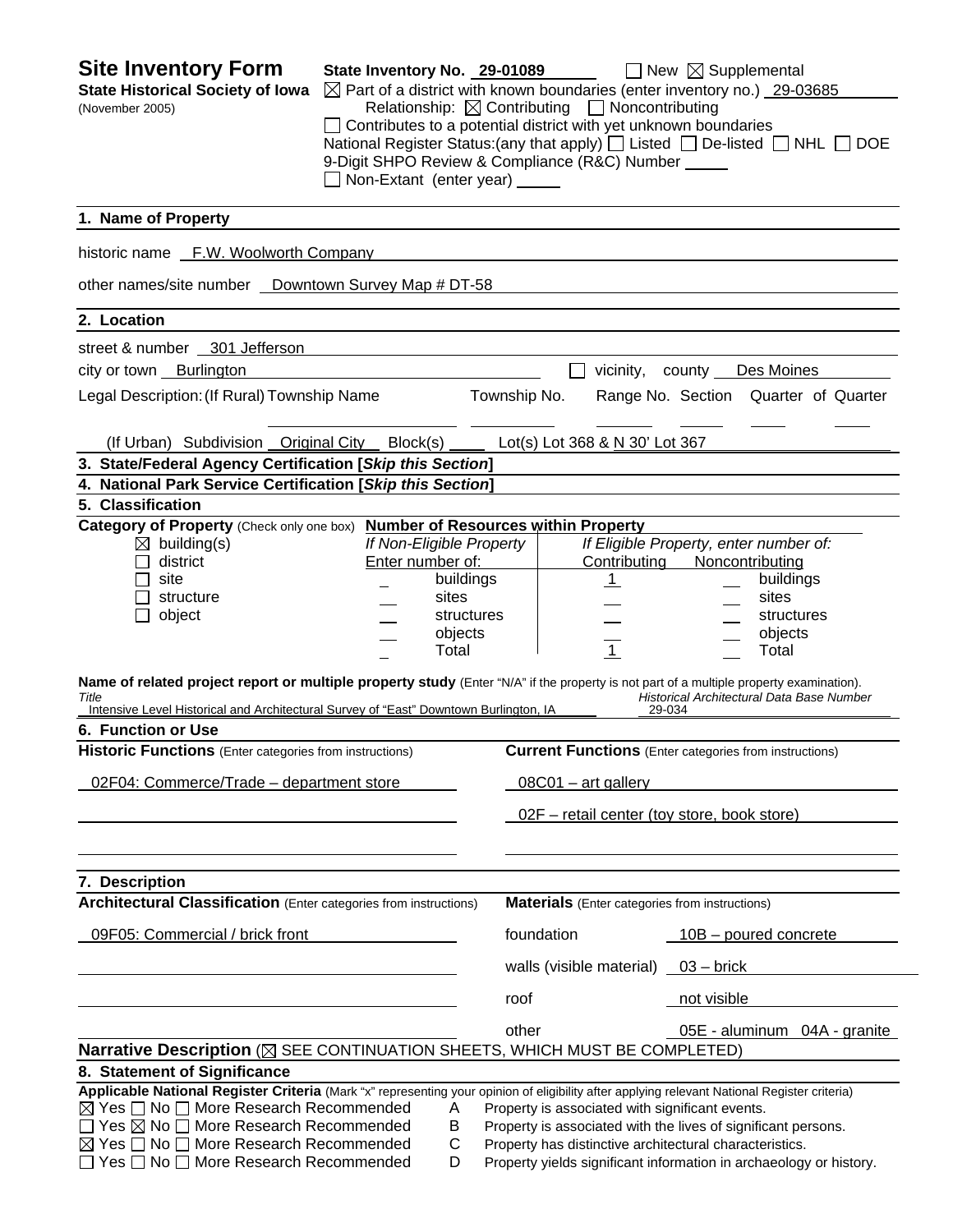# Site Inventory Form

**State Historical Society of Iowa**
(November 2005)

**State Inventory No.** 29-01089 ☐ New ☒ Supplemental

☒ Part of a district with known boundaries (enter inventory no.) 29-03685

Relationship: ☒ Contributing ☐ Noncontributing

☐ Contributes to a potential district with yet unknown boundaries

National Register Status:(any that apply) ☐ Listed ☐ De-listed ☐ NHL ☐ DOE

9-Digit SHPO Review & Compliance (R&C) Number ____

☐ Non-Extant (enter year) ____

## 1. Name of Property

historic name F.W. Woolworth Company

other names/site number Downtown Survey Map # DT-58

## 2. Location

street & number 301 Jefferson

city or town Burlington ☐ vicinity, county Des Moines

Legal Description: (If Rural) Township Name ____ Township No. ____ Range No. ____ Section ____ Quarter of Quarter ____

(If Urban) Subdivision Original City Block(s) ____ Lot(s) Lot 368 & N 30' Lot 367

## 3. State/Federal Agency Certification [*Skip this Section*]

## 4. National Park Service Certification [*Skip this Section*]

## 5. Classification

**Category of Property** (Check only one box)

☒ building(s)
☐ district
☐ site
☐ structure
☐ object

**Number of Resources within Property**

| If Non-Eligible Property Enter number of: | | If Eligible Property, enter number of: Contributing | Noncontributing | |
|---|---|---|---|---|
| _ | buildings | 1 | _ | buildings |
| _ | sites | _ | _ | sites |
| _ | structures | _ | _ | structures |
| _ | objects | _ | _ | objects |
| _ | Total | 1 | _ | Total |

**Name of related project report or multiple property study** (Enter "N/A" if the property is not part of a multiple property examination).

| *Title* | *Historical Architectural Data Base Number* |
|---|---|
| Intensive Level Historical and Architectural Survey of "East" Downtown Burlington, IA | 29-034 |

## 6. Function or Use

**Historic Functions** (Enter categories from instructions)

02F04: Commerce/Trade – department store

**Current Functions** (Enter categories from instructions)

08C01 – art gallery

02F – retail center (toy store, book store)

## 7. Description

**Architectural Classification** (Enter categories from instructions)

09F05: Commercial / brick front

**Materials** (Enter categories from instructions)

| | |
|---|---|
| foundation | 10B – poured concrete |
| walls (visible material) | 03 – brick |
| roof | not visible |
| other | 05E - aluminum 04A - granite |

**Narrative Description** (☒ SEE CONTINUATION SHEETS, WHICH MUST BE COMPLETED)

## 8. Statement of Significance

**Applicable National Register Criteria** (Mark "x" representing your opinion of eligibility after applying relevant National Register criteria)

☒ Yes ☐ No ☐ More Research Recommended A Property is associated with significant events.
☐ Yes ☒ No ☐ More Research Recommended B Property is associated with the lives of significant persons.
☒ Yes ☐ No ☐ More Research Recommended C Property has distinctive architectural characteristics.
☐ Yes ☐ No ☐ More Research Recommended D Property yields significant information in archaeology or history.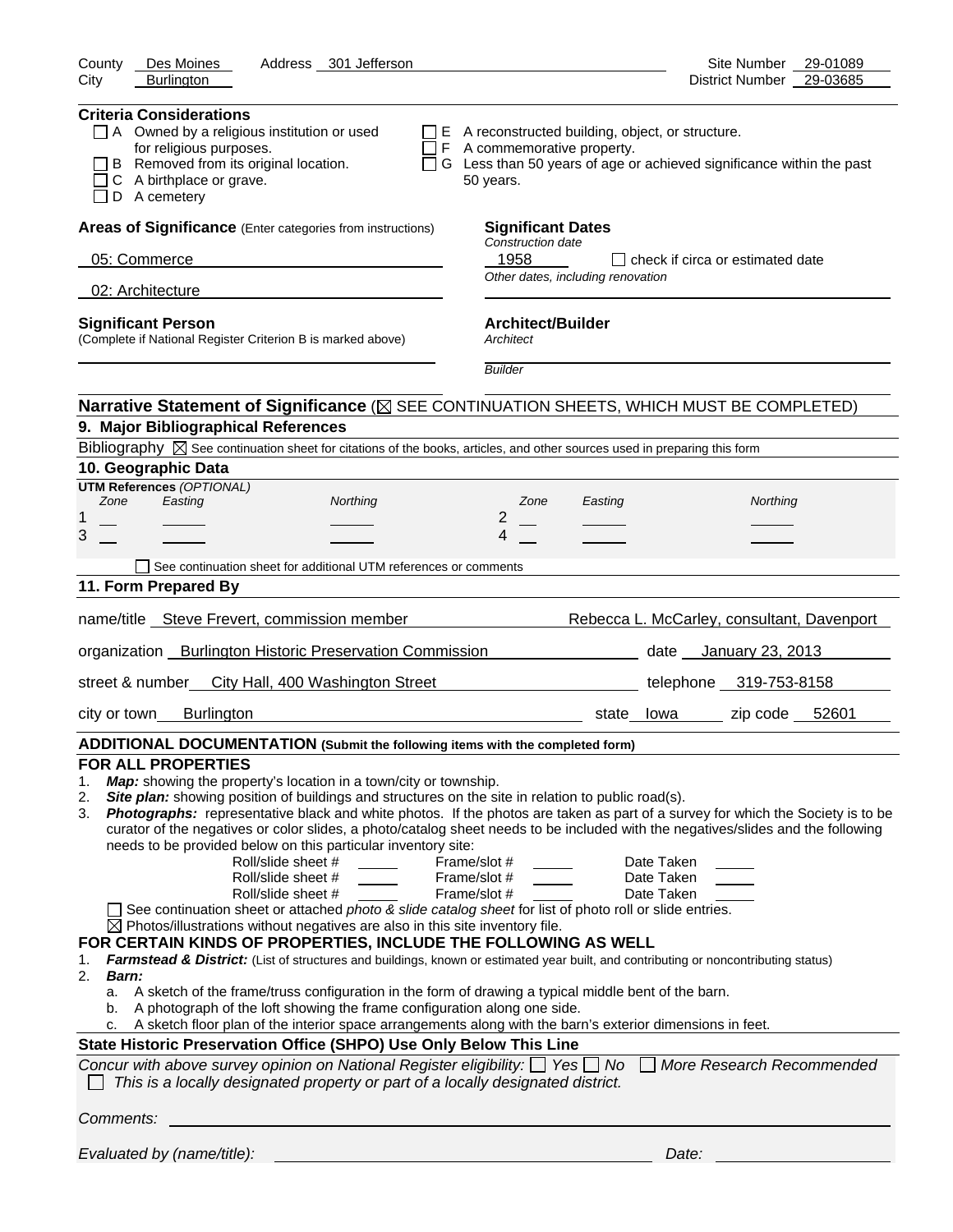County Des Moines Address 301 Jefferson Site Number 29-01089
City Burlington District Number 29-03685

**Criteria Considerations**

- ☐ A Owned by a religious institution or used for religious purposes.
- ☐ B Removed from its original location.
- ☐ C A birthplace or grave.
- ☐ D A cemetery
- ☐ E A reconstructed building, object, or structure.
- ☐ F A commemorative property.
- ☐ G Less than 50 years of age or achieved significance within the past 50 years.

**Areas of Significance** (Enter categories from instructions)

05: Commerce

02: Architecture

**Significant Dates**

*Construction date*

1958 ☐ check if circa or estimated date

*Other dates, including renovation*

**Significant Person**

(Complete if National Register Criterion B is marked above)

**Architect/Builder**

*Architect*

*Builder*

**Narrative Statement of Significance** (☒ SEE CONTINUATION SHEETS, WHICH MUST BE COMPLETED)

## 9. Major Bibliographical References

Bibliography ☒ See continuation sheet for citations of the books, articles, and other sources used in preparing this form

## 10. Geographic Data

**UTM References** *(OPTIONAL)*

| | Zone | Easting | Northing | | Zone | Easting | Northing |
|---|---|---|---|---|---|---|---|
| 1 | | | | 2 | | | |
| 3 | | | | 4 | | | |

☐ See continuation sheet for additional UTM references or comments

## 11. Form Prepared By

name/title Steve Frevert, commission member Rebecca L. McCarley, consultant, Davenport

organization Burlington Historic Preservation Commission date January 23, 2013

street & number City Hall, 400 Washington Street telephone 319-753-8158

city or town Burlington state Iowa zip code 52601

**ADDITIONAL DOCUMENTATION (Submit the following items with the completed form)**

**FOR ALL PROPERTIES**

1. ***Map:*** showing the property's location in a town/city or township.
2. ***Site plan:*** showing position of buildings and structures on the site in relation to public road(s).
3. ***Photographs:*** representative black and white photos. If the photos are taken as part of a survey for which the Society is to be curator of the negatives or color slides, a photo/catalog sheet needs to be included with the negatives/slides and the following needs to be provided below on this particular inventory site:

| Roll/slide sheet # | Frame/slot # | Date Taken |
|---|---|---|
| | | |
| | | |
| | | |

☐ See continuation sheet or attached *photo & slide catalog sheet* for list of photo roll or slide entries.
☒ Photos/illustrations without negatives are also in this site inventory file.

**FOR CERTAIN KINDS OF PROPERTIES, INCLUDE THE FOLLOWING AS WELL**

1. ***Farmstead & District:*** (List of structures and buildings, known or estimated year built, and contributing or noncontributing status)
2. ***Barn:***
   a. A sketch of the frame/truss configuration in the form of drawing a typical middle bent of the barn.
   b. A photograph of the loft showing the frame configuration along one side.
   c. A sketch floor plan of the interior space arrangements along with the barn's exterior dimensions in feet.

**State Historic Preservation Office (SHPO) Use Only Below This Line**

*Concur with above survey opinion on National Register eligibility:* ☐ *Yes* ☐ *No* ☐ *More Research Recommended*
☐ *This is a locally designated property or part of a locally designated district.*

*Comments:*

*Evaluated by (name/title):* *Date:*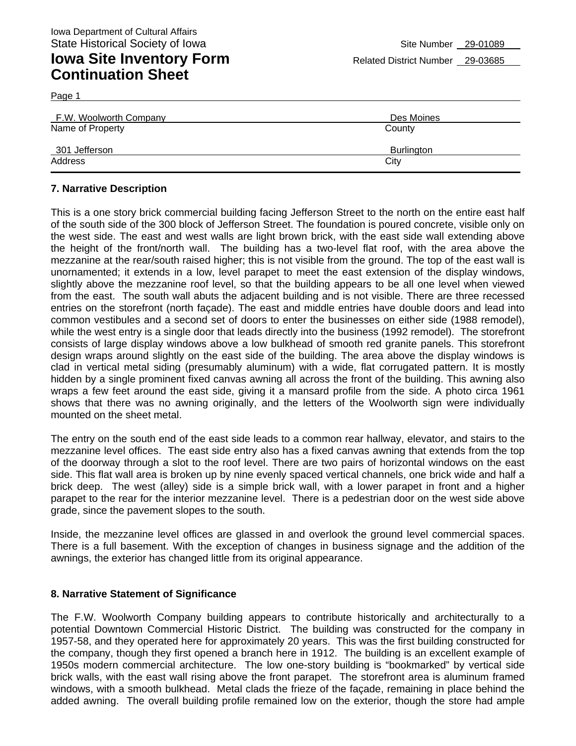Iowa Department of Cultural Affairs
State Historical Society of Iowa

# Iowa Site Inventory Form Continuation Sheet

Site Number 29-01089
Related District Number 29-03685

Page 1

| F.W. Woolworth Company | Des Moines |
|---|---|
| Name of Property | County |
| 301 Jefferson | Burlington |
| Address | City |

### 7. Narrative Description

This is a one story brick commercial building facing Jefferson Street to the north on the entire east half of the south side of the 300 block of Jefferson Street. The foundation is poured concrete, visible only on the west side. The east and west walls are light brown brick, with the east side wall extending above the height of the front/north wall. The building has a two-level flat roof, with the area above the mezzanine at the rear/south raised higher; this is not visible from the ground. The top of the east wall is unornamented; it extends in a low, level parapet to meet the east extension of the display windows, slightly above the mezzanine roof level, so that the building appears to be all one level when viewed from the east. The south wall abuts the adjacent building and is not visible. There are three recessed entries on the storefront (north façade). The east and middle entries have double doors and lead into common vestibules and a second set of doors to enter the businesses on either side (1988 remodel), while the west entry is a single door that leads directly into the business (1992 remodel). The storefront consists of large display windows above a low bulkhead of smooth red granite panels. This storefront design wraps around slightly on the east side of the building. The area above the display windows is clad in vertical metal siding (presumably aluminum) with a wide, flat corrugated pattern. It is mostly hidden by a single prominent fixed canvas awning all across the front of the building. This awning also wraps a few feet around the east side, giving it a mansard profile from the side. A photo circa 1961 shows that there was no awning originally, and the letters of the Woolworth sign were individually mounted on the sheet metal.

The entry on the south end of the east side leads to a common rear hallway, elevator, and stairs to the mezzanine level offices. The east side entry also has a fixed canvas awning that extends from the top of the doorway through a slot to the roof level. There are two pairs of horizontal windows on the east side. This flat wall area is broken up by nine evenly spaced vertical channels, one brick wide and half a brick deep. The west (alley) side is a simple brick wall, with a lower parapet in front and a higher parapet to the rear for the interior mezzanine level. There is a pedestrian door on the west side above grade, since the pavement slopes to the south.

Inside, the mezzanine level offices are glassed in and overlook the ground level commercial spaces. There is a full basement. With the exception of changes in business signage and the addition of the awnings, the exterior has changed little from its original appearance.

### 8. Narrative Statement of Significance

The F.W. Woolworth Company building appears to contribute historically and architecturally to a potential Downtown Commercial Historic District. The building was constructed for the company in 1957-58, and they operated here for approximately 20 years. This was the first building constructed for the company, though they first opened a branch here in 1912. The building is an excellent example of 1950s modern commercial architecture. The low one-story building is "bookmarked" by vertical side brick walls, with the east wall rising above the front parapet. The storefront area is aluminum framed windows, with a smooth bulkhead. Metal clads the frieze of the façade, remaining in place behind the added awning. The overall building profile remained low on the exterior, though the store had ample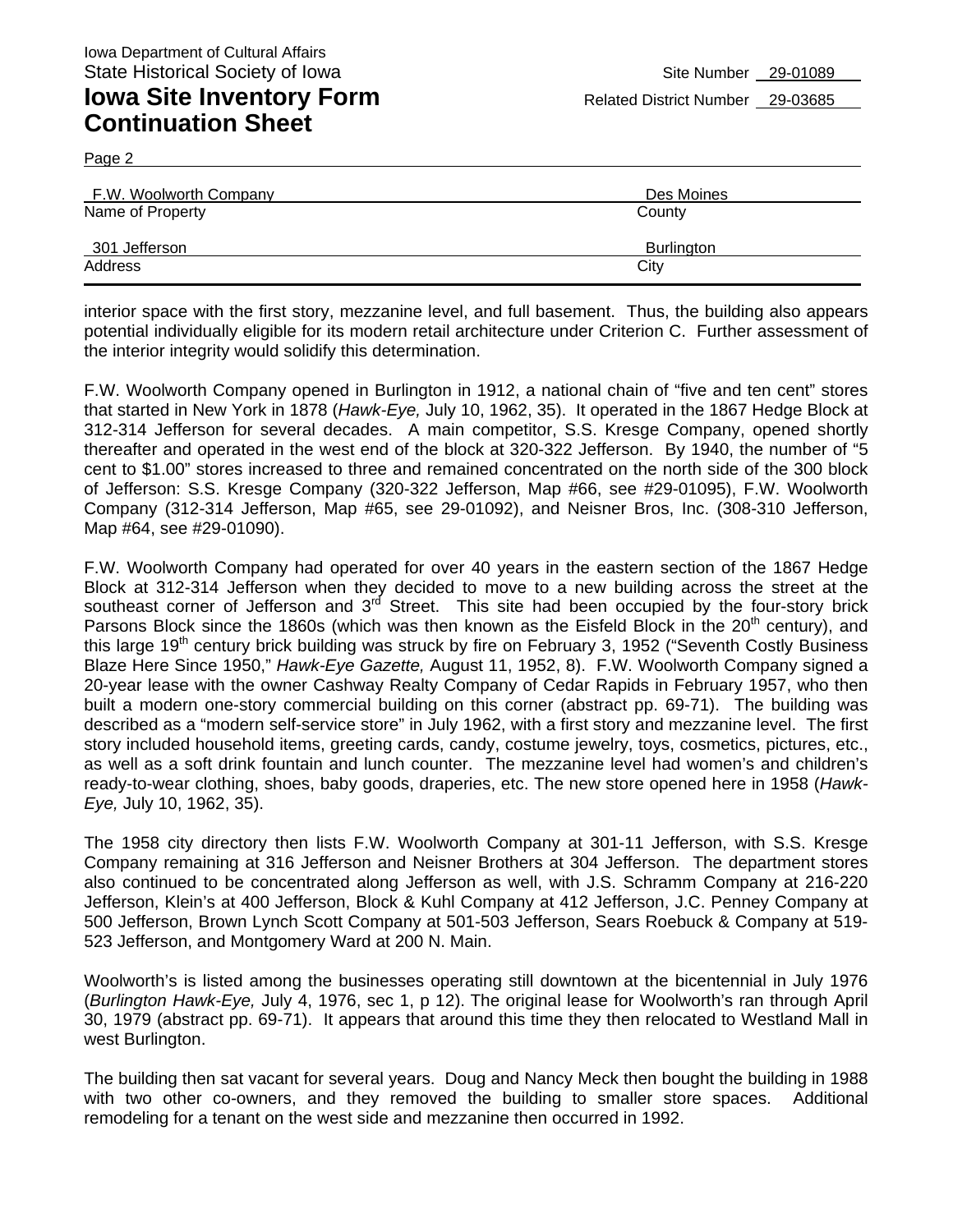Iowa Department of Cultural Affairs
State Historical Society of Iowa

Site Number 29-01089

# Iowa Site Inventory Form Continuation Sheet

Related District Number 29-03685

Page 2

| F.W. Woolworth Company | Des Moines |
|---|---|
| Name of Property | County |
| 301 Jefferson | Burlington |
| Address | City |

interior space with the first story, mezzanine level, and full basement. Thus, the building also appears potential individually eligible for its modern retail architecture under Criterion C. Further assessment of the interior integrity would solidify this determination.

F.W. Woolworth Company opened in Burlington in 1912, a national chain of "five and ten cent" stores that started in New York in 1878 (*Hawk-Eye,* July 10, 1962, 35). It operated in the 1867 Hedge Block at 312-314 Jefferson for several decades. A main competitor, S.S. Kresge Company, opened shortly thereafter and operated in the west end of the block at 320-322 Jefferson. By 1940, the number of "5 cent to $1.00" stores increased to three and remained concentrated on the north side of the 300 block of Jefferson: S.S. Kresge Company (320-322 Jefferson, Map #66, see #29-01095), F.W. Woolworth Company (312-314 Jefferson, Map #65, see 29-01092), and Neisner Bros, Inc. (308-310 Jefferson, Map #64, see #29-01090).

F.W. Woolworth Company had operated for over 40 years in the eastern section of the 1867 Hedge Block at 312-314 Jefferson when they decided to move to a new building across the street at the southeast corner of Jefferson and 3rd Street. This site had been occupied by the four-story brick Parsons Block since the 1860s (which was then known as the Eisfeld Block in the 20th century), and this large 19th century brick building was struck by fire on February 3, 1952 ("Seventh Costly Business Blaze Here Since 1950," *Hawk-Eye Gazette,* August 11, 1952, 8). F.W. Woolworth Company signed a 20-year lease with the owner Cashway Realty Company of Cedar Rapids in February 1957, who then built a modern one-story commercial building on this corner (abstract pp. 69-71). The building was described as a "modern self-service store" in July 1962, with a first story and mezzanine level. The first story included household items, greeting cards, candy, costume jewelry, toys, cosmetics, pictures, etc., as well as a soft drink fountain and lunch counter. The mezzanine level had women's and children's ready-to-wear clothing, shoes, baby goods, draperies, etc. The new store opened here in 1958 (*Hawk-Eye,* July 10, 1962, 35).

The 1958 city directory then lists F.W. Woolworth Company at 301-11 Jefferson, with S.S. Kresge Company remaining at 316 Jefferson and Neisner Brothers at 304 Jefferson. The department stores also continued to be concentrated along Jefferson as well, with J.S. Schramm Company at 216-220 Jefferson, Klein's at 400 Jefferson, Block & Kuhl Company at 412 Jefferson, J.C. Penney Company at 500 Jefferson, Brown Lynch Scott Company at 501-503 Jefferson, Sears Roebuck & Company at 519-523 Jefferson, and Montgomery Ward at 200 N. Main.

Woolworth's is listed among the businesses operating still downtown at the bicentennial in July 1976 (*Burlington Hawk-Eye,* July 4, 1976, sec 1, p 12). The original lease for Woolworth's ran through April 30, 1979 (abstract pp. 69-71). It appears that around this time they then relocated to Westland Mall in west Burlington.

The building then sat vacant for several years. Doug and Nancy Meck then bought the building in 1988 with two other co-owners, and they removed the building to smaller store spaces. Additional remodeling for a tenant on the west side and mezzanine then occurred in 1992.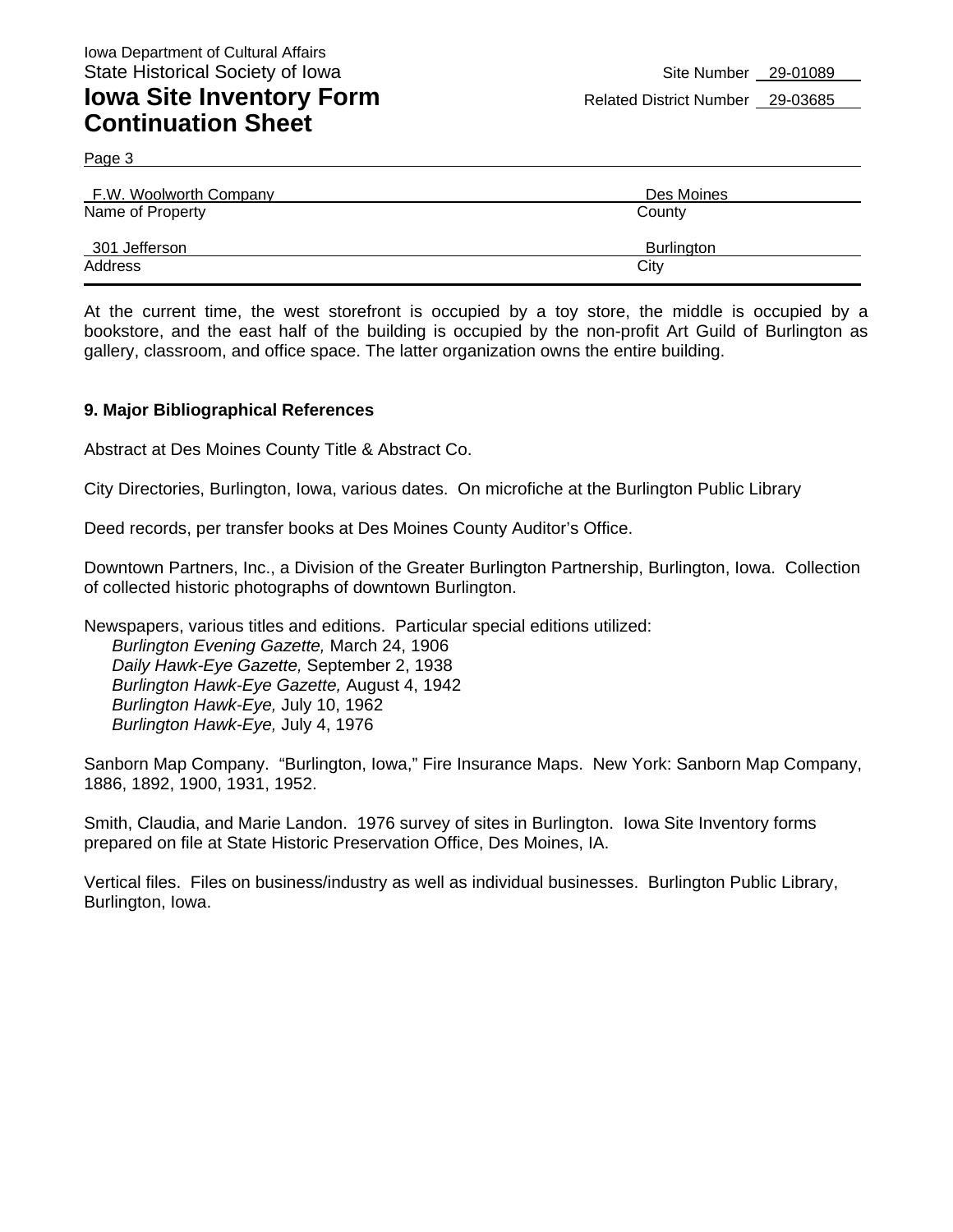Iowa Department of Cultural Affairs
State Historical Society of Iowa

Site Number 29-01089
Related District Number 29-03685

# Iowa Site Inventory Form Continuation Sheet

Page 3

| F.W. Woolworth Company | Des Moines |
|---|---|
| Name of Property | County |
| 301 Jefferson | Burlington |
| Address | City |

At the current time, the west storefront is occupied by a toy store, the middle is occupied by a bookstore, and the east half of the building is occupied by the non-profit Art Guild of Burlington as gallery, classroom, and office space. The latter organization owns the entire building.

## 9. Major Bibliographical References

Abstract at Des Moines County Title & Abstract Co.

City Directories, Burlington, Iowa, various dates. On microfiche at the Burlington Public Library

Deed records, per transfer books at Des Moines County Auditor's Office.

Downtown Partners, Inc., a Division of the Greater Burlington Partnership, Burlington, Iowa. Collection of collected historic photographs of downtown Burlington.

Newspapers, various titles and editions. Particular special editions utilized:
- *Burlington Evening Gazette,* March 24, 1906
- *Daily Hawk-Eye Gazette,* September 2, 1938
- *Burlington Hawk-Eye Gazette,* August 4, 1942
- *Burlington Hawk-Eye,* July 10, 1962
- *Burlington Hawk-Eye,* July 4, 1976

Sanborn Map Company. "Burlington, Iowa," Fire Insurance Maps. New York: Sanborn Map Company, 1886, 1892, 1900, 1931, 1952.

Smith, Claudia, and Marie Landon. 1976 survey of sites in Burlington. Iowa Site Inventory forms prepared on file at State Historic Preservation Office, Des Moines, IA.

Vertical files. Files on business/industry as well as individual businesses. Burlington Public Library, Burlington, Iowa.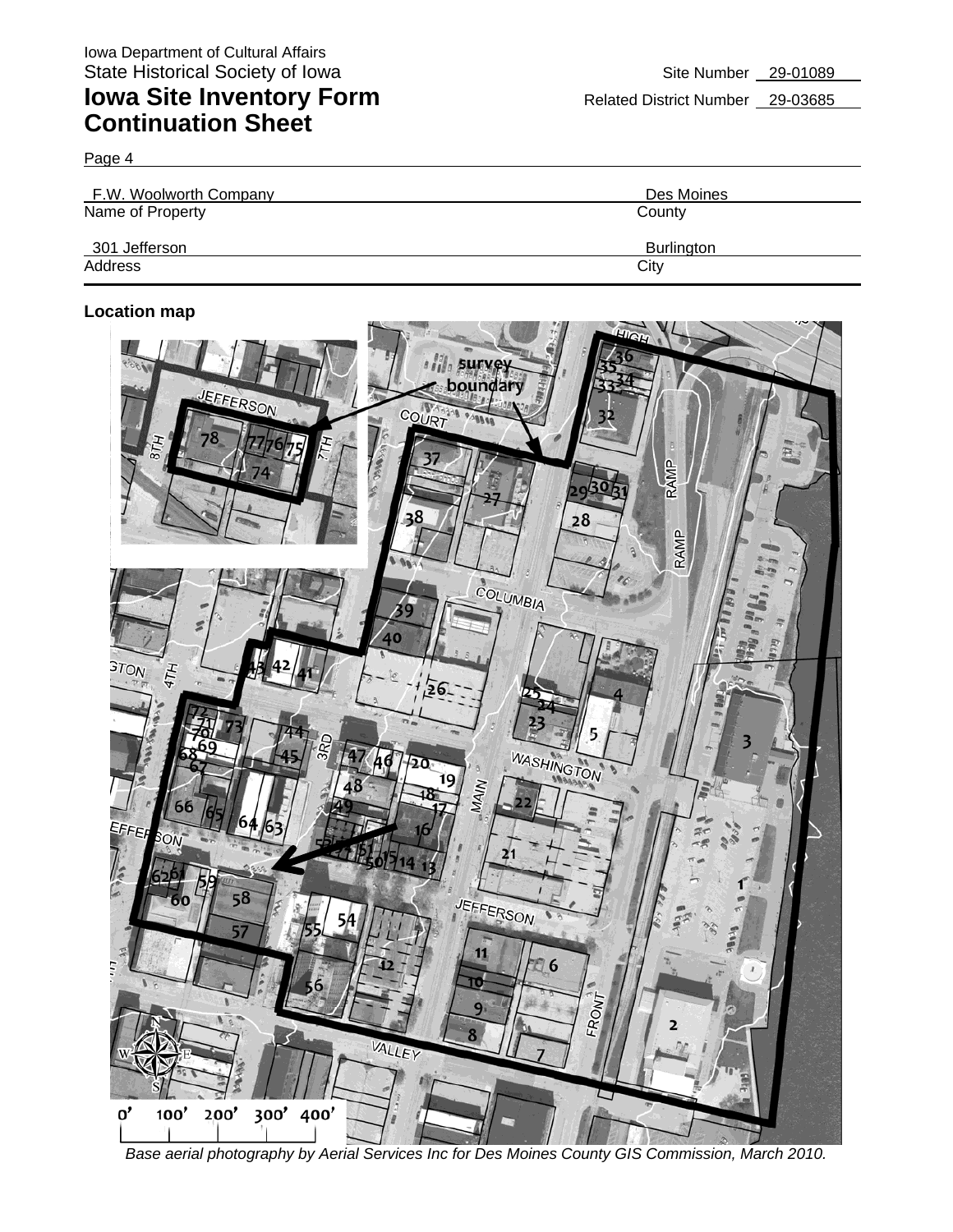Iowa Department of Cultural Affairs
State Historical Society of Iowa

# Iowa Site Inventory Form Continuation Sheet

Site Number 29-01089
Related District Number 29-03685

Page 4

| F.W. Woolworth Company | Des Moines |
|---|---|
| Name of Property | County |
| 301 Jefferson | Burlington |
| Address | City |

**Location map**

*Base aerial photography by Aerial Services Inc for Des Moines County GIS Commission, March 2010.*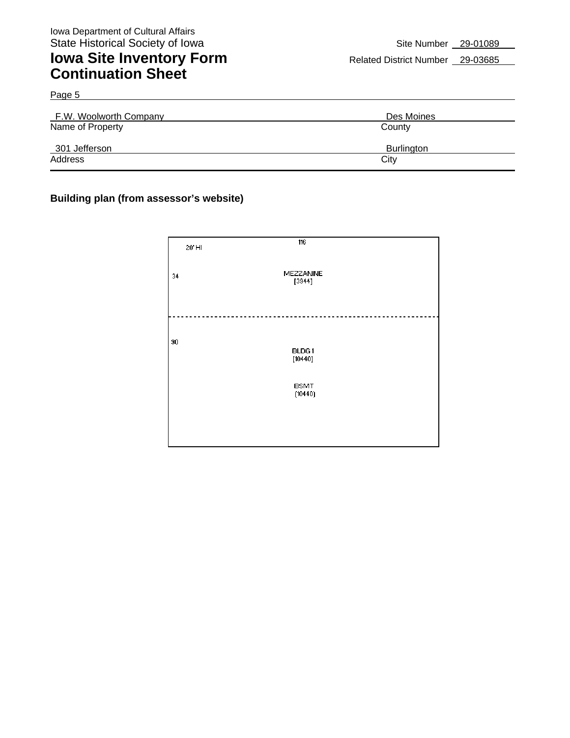Site Number 29-01089

Related District Number 29-03685

| F.W. Woolworth Company | Des Moines |
| --- | --- |
| Name of Property | County |
| 301 Jefferson | Burlington |
| Address | City |

**Building plan (from assessor's website)**

116

20' HI

34

MEZZANINE
[3944]

90

BLDG1
[10440]

BSMT
(10440)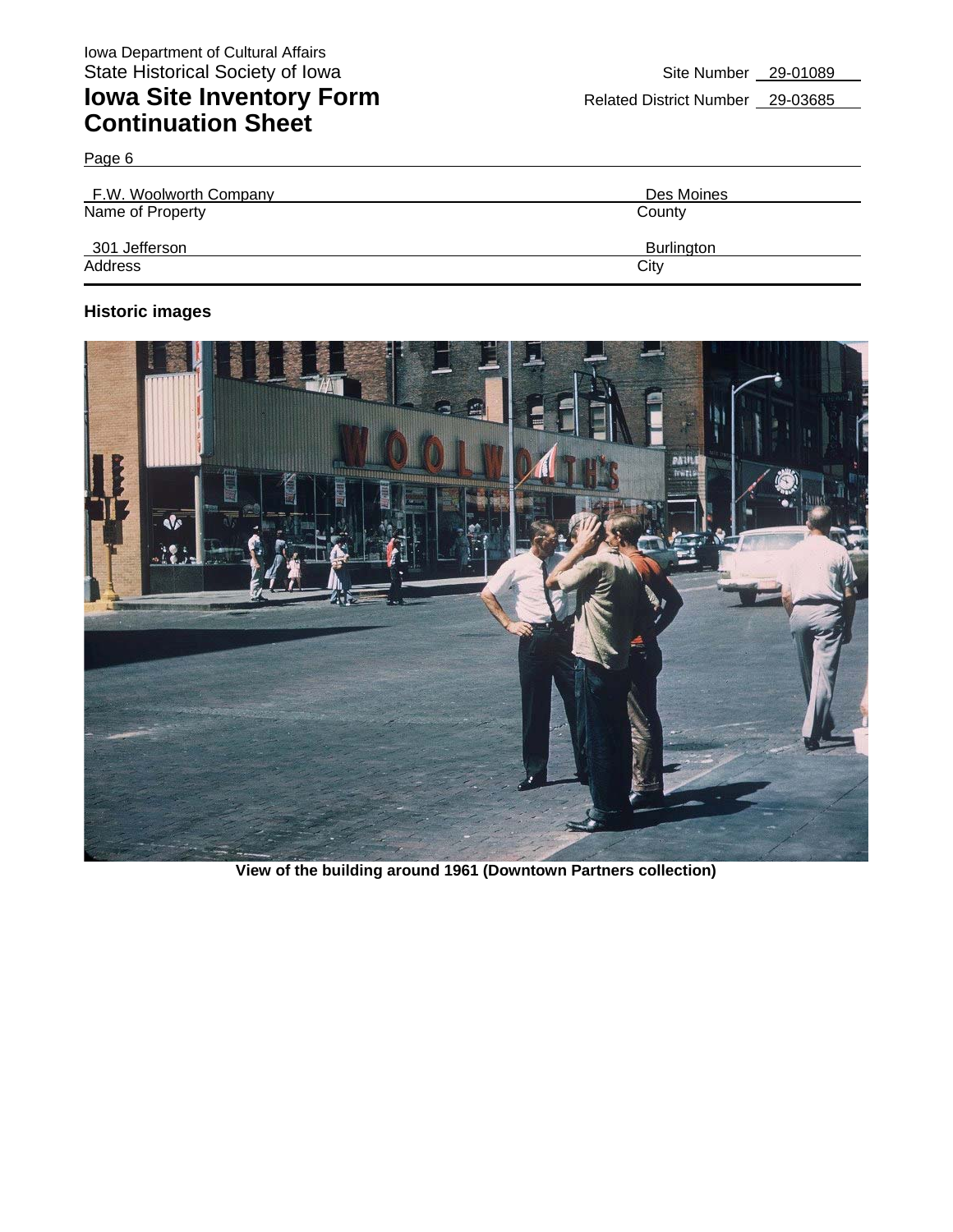Iowa Department of Cultural Affairs
State Historical Society of Iowa

# Iowa Site Inventory Form
## Continuation Sheet

Site Number 29-01089

Related District Number 29-03685

Page 6

| F.W. Woolworth Company | Des Moines |
|---|---|
| Name of Property | County |
| 301 Jefferson | Burlington |
| Address | City |

### Historic images

**View of the building around 1961 (Downtown Partners collection)**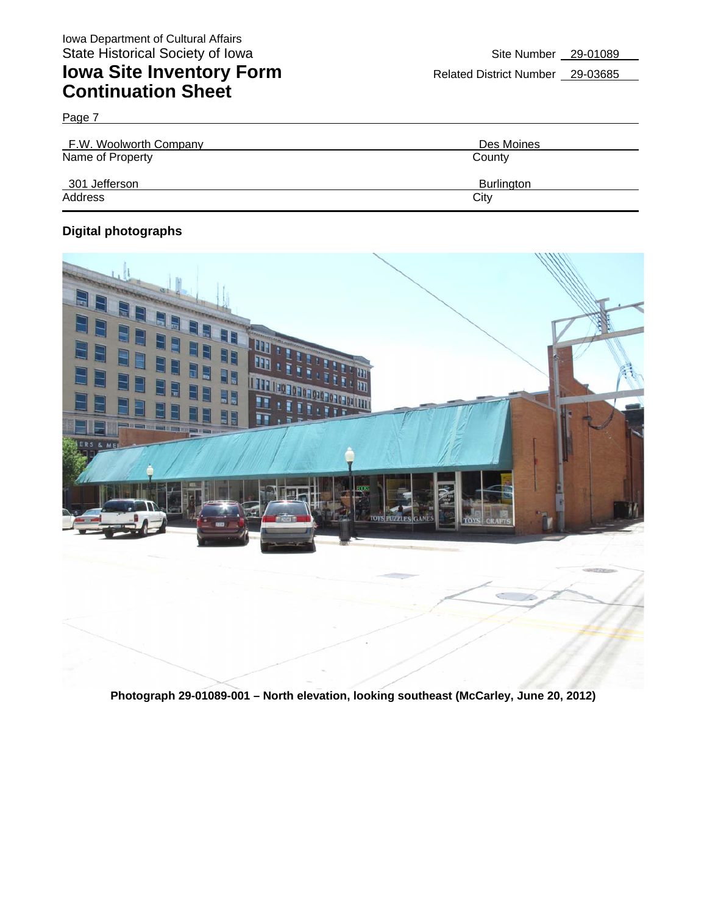Iowa Department of Cultural Affairs
State Historical Society of Iowa

# Iowa Site Inventory Form Continuation Sheet

Site Number 29-01089

Related District Number 29-03685

Page 7

| F.W. Woolworth Company | Des Moines |
|---|---|
| Name of Property | County |
| 301 Jefferson | Burlington |
| Address | City |

**Digital photographs**

**Photograph 29-01089-001 – North elevation, looking southeast (McCarley, June 20, 2012)**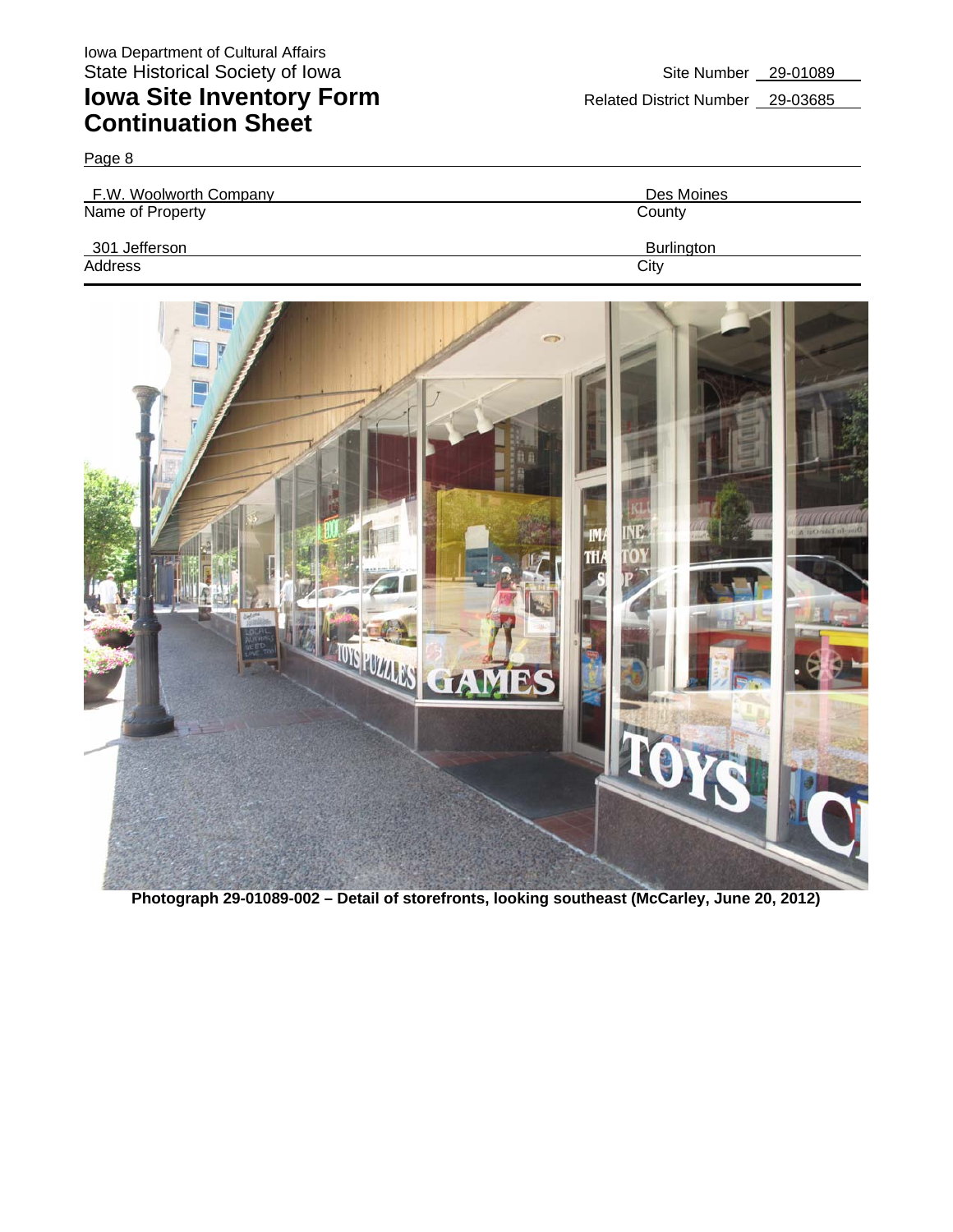Iowa Department of Cultural Affairs
State Historical Society of Iowa

# Iowa Site Inventory Form Continuation Sheet

Site Number 29-01089
Related District Number 29-03685

Page 8

| F.W. Woolworth Company | Des Moines |
|---|---|
| Name of Property | County |
| 301 Jefferson | Burlington |
| Address | City |

**Photograph 29-01089-002 – Detail of storefronts, looking southeast (McCarley, June 20, 2012)**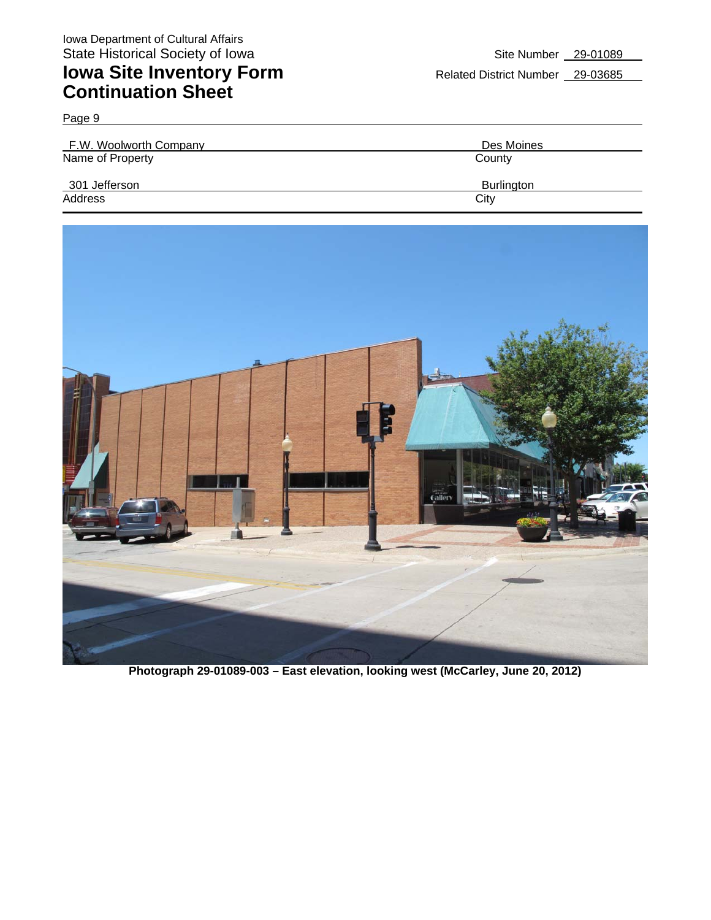Iowa Department of Cultural Affairs
State Historical Society of Iowa

# Iowa Site Inventory Form Continuation Sheet

Site Number 29-01089

Related District Number 29-03685

Page 9

| | |
|---|---|
| F.W. Woolworth Company | Des Moines |
| Name of Property | County |
| 301 Jefferson | Burlington |
| Address | City |

**Photograph 29-01089-003 – East elevation, looking west (McCarley, June 20, 2012)**